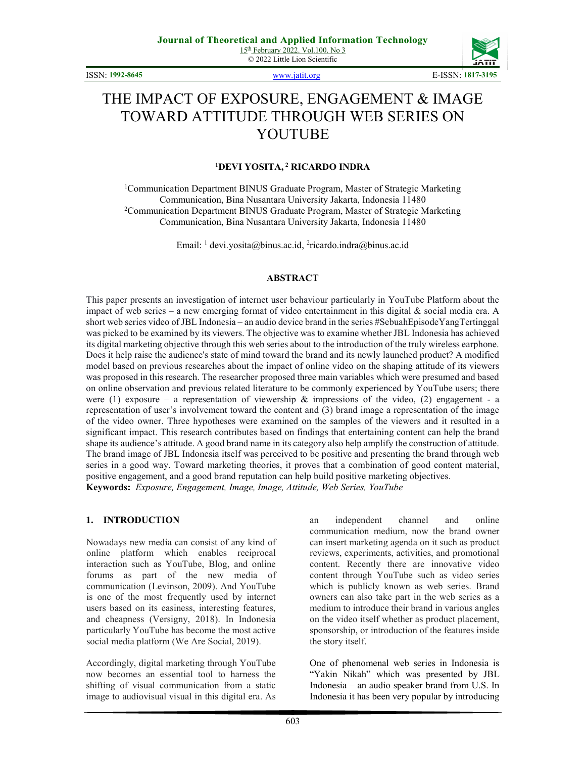# THE IMPACT OF EXPOSURE, ENGAGEMENT & IMAGE TOWARD ATTITUDE THROUGH WEB SERIES ON YOUTUBE

**[1]DEVI YOSITA, [2] RICARDO INDRA**

[1]Communication Department BINUS Graduate Program, Master of Strategic Marketing Communication, Bina Nusantara University Jakarta, Indonesia 11480
[2]Communication Department BINUS Graduate Program, Master of Strategic Marketing Communication, Bina Nusantara University Jakarta, Indonesia 11480

Email: [1] devi.yosita@binus.ac.id, [2]ricardo.indra@binus.ac.id

## ABSTRACT

This paper presents an investigation of internet user behaviour particularly in YouTube Platform about the impact of web series – a new emerging format of video entertainment in this digital & social media era. A short web series video of JBL Indonesia – an audio device brand in the series #SebuahEpisodeYangTertinggal was picked to be examined by its viewers. The objective was to examine whether JBL Indonesia has achieved its digital marketing objective through this web series about to the introduction of the truly wireless earphone. Does it help raise the audience's state of mind toward the brand and its newly launched product? A modified model based on previous researches about the impact of online video on the shaping attitude of its viewers was proposed in this research. The researcher proposed three main variables which were presumed and based on online observation and previous related literature to be commonly experienced by YouTube users; there were (1) exposure – a representation of viewership & impressions of the video, (2) engagement - a representation of user's involvement toward the content and (3) brand image a representation of the image of the video owner. Three hypotheses were examined on the samples of the viewers and it resulted in a significant impact. This research contributes based on findings that entertaining content can help the brand shape its audience's attitude. A good brand name in its category also help amplify the construction of attitude. The brand image of JBL Indonesia itself was perceived to be positive and presenting the brand through web series in a good way. Toward marketing theories, it proves that a combination of good content material, positive engagement, and a good brand reputation can help build positive marketing objectives.

**Keywords:** *Exposure, Engagement, Image, Image, Attitude, Web Series, YouTube*

## 1. INTRODUCTION

Nowadays new media can consist of any kind of online platform which enables reciprocal interaction such as YouTube, Blog, and online forums as part of the new media of communication (Levinson, 2009). And YouTube is one of the most frequently used by internet users based on its easiness, interesting features, and cheapness (Versigny, 2018). In Indonesia particularly YouTube has become the most active social media platform (We Are Social, 2019).

Accordingly, digital marketing through YouTube now becomes an essential tool to harness the shifting of visual communication from a static image to audiovisual visual in this digital era. As an independent channel and online communication medium, now the brand owner can insert marketing agenda on it such as product reviews, experiments, activities, and promotional content. Recently there are innovative video content through YouTube such as video series which is publicly known as web series. Brand owners can also take part in the web series as a medium to introduce their brand in various angles on the video itself whether as product placement, sponsorship, or introduction of the features inside the story itself.

One of phenomenal web series in Indonesia is "Yakin Nikah" which was presented by JBL Indonesia – an audio speaker brand from U.S. In Indonesia it has been very popular by introducing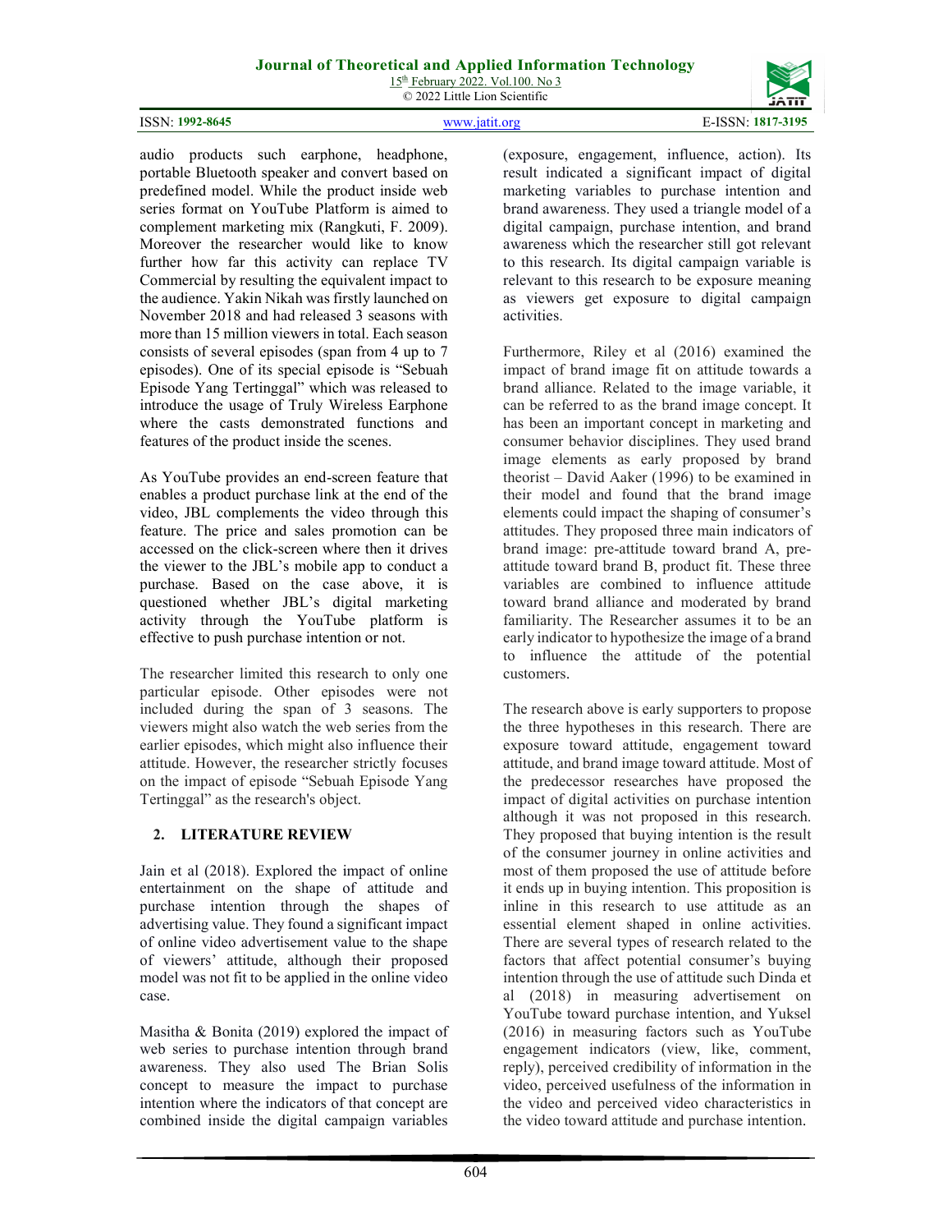audio products such earphone, headphone, portable Bluetooth speaker and convert based on predefined model. While the product inside web series format on YouTube Platform is aimed to complement marketing mix (Rangkuti, F. 2009). Moreover the researcher would like to know further how far this activity can replace TV Commercial by resulting the equivalent impact to the audience. Yakin Nikah was firstly launched on November 2018 and had released 3 seasons with more than 15 million viewers in total. Each season consists of several episodes (span from 4 up to 7 episodes). One of its special episode is "Sebuah Episode Yang Tertinggal" which was released to introduce the usage of Truly Wireless Earphone where the casts demonstrated functions and features of the product inside the scenes.

As YouTube provides an end-screen feature that enables a product purchase link at the end of the video, JBL complements the video through this feature. The price and sales promotion can be accessed on the click-screen where then it drives the viewer to the JBL's mobile app to conduct a purchase. Based on the case above, it is questioned whether JBL's digital marketing activity through the YouTube platform is effective to push purchase intention or not.

The researcher limited this research to only one particular episode. Other episodes were not included during the span of 3 seasons. The viewers might also watch the web series from the earlier episodes, which might also influence their attitude. However, the researcher strictly focuses on the impact of episode "Sebuah Episode Yang Tertinggal" as the research's object.

## 2. LITERATURE REVIEW

Jain et al (2018). Explored the impact of online entertainment on the shape of attitude and purchase intention through the shapes of advertising value. They found a significant impact of online video advertisement value to the shape of viewers' attitude, although their proposed model was not fit to be applied in the online video case.

Masitha & Bonita (2019) explored the impact of web series to purchase intention through brand awareness. They also used The Brian Solis concept to measure the impact to purchase intention where the indicators of that concept are combined inside the digital campaign variables (exposure, engagement, influence, action). Its result indicated a significant impact of digital marketing variables to purchase intention and brand awareness. They used a triangle model of a digital campaign, purchase intention, and brand awareness which the researcher still got relevant to this research. Its digital campaign variable is relevant to this research to be exposure meaning as viewers get exposure to digital campaign activities.

Furthermore, Riley et al (2016) examined the impact of brand image fit on attitude towards a brand alliance. Related to the image variable, it can be referred to as the brand image concept. It has been an important concept in marketing and consumer behavior disciplines. They used brand image elements as early proposed by brand theorist – David Aaker (1996) to be examined in their model and found that the brand image elements could impact the shaping of consumer's attitudes. They proposed three main indicators of brand image: pre-attitude toward brand A, pre-attitude toward brand B, product fit. These three variables are combined to influence attitude toward brand alliance and moderated by brand familiarity. The Researcher assumes it to be an early indicator to hypothesize the image of a brand to influence the attitude of the potential customers.

The research above is early supporters to propose the three hypotheses in this research. There are exposure toward attitude, engagement toward attitude, and brand image toward attitude. Most of the predecessor researches have proposed the impact of digital activities on purchase intention although it was not proposed in this research. They proposed that buying intention is the result of the consumer journey in online activities and most of them proposed the use of attitude before it ends up in buying intention. This proposition is inline in this research to use attitude as an essential element shaped in online activities. There are several types of research related to the factors that affect potential consumer's buying intention through the use of attitude such Dinda et al (2018) in measuring advertisement on YouTube toward purchase intention, and Yuksel (2016) in measuring factors such as YouTube engagement indicators (view, like, comment, reply), perceived credibility of information in the video, perceived usefulness of the information in the video and perceived video characteristics in the video toward attitude and purchase intention.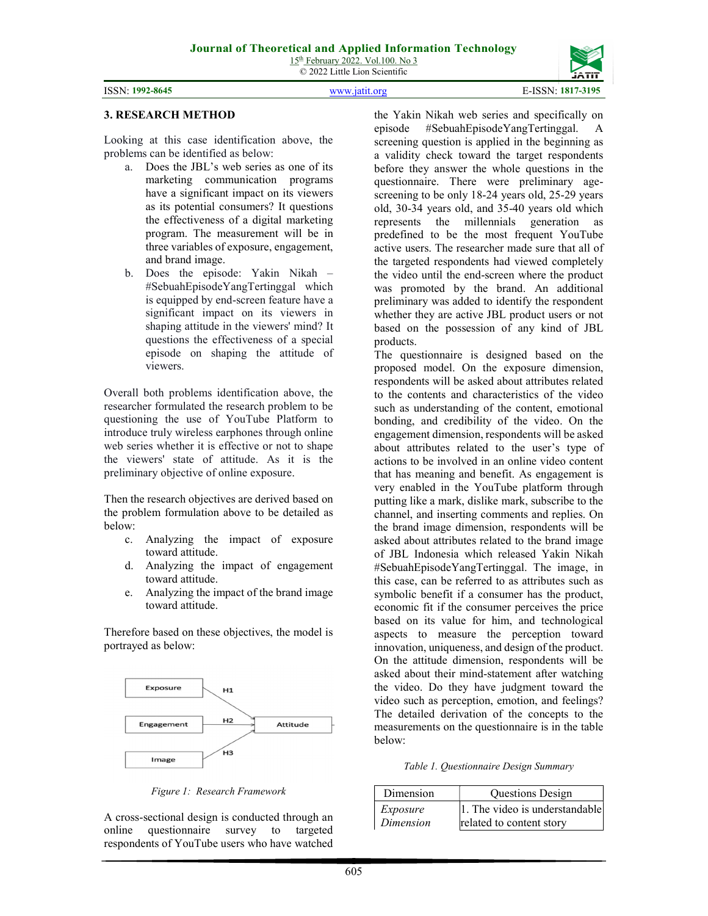## 3. RESEARCH METHOD

Looking at this case identification above, the problems can be identified as below:

a. Does the JBL's web series as one of its marketing communication programs have a significant impact on its viewers as its potential consumers? It questions the effectiveness of a digital marketing program. The measurement will be in three variables of exposure, engagement, and brand image.
b. Does the episode: Yakin Nikah – #SebuahEpisodeYangTertinggal which is equipped by end-screen feature have a significant impact on its viewers in shaping attitude in the viewers' mind? It questions the effectiveness of a special episode on shaping the attitude of viewers.

Overall both problems identification above, the researcher formulated the research problem to be questioning the use of YouTube Platform to introduce truly wireless earphones through online web series whether it is effective or not to shape the viewers' state of attitude. As it is the preliminary objective of online exposure.

Then the research objectives are derived based on the problem formulation above to be detailed as below:

c. Analyzing the impact of exposure toward attitude.
d. Analyzing the impact of engagement toward attitude.
e. Analyzing the impact of the brand image toward attitude.

Therefore based on these objectives, the model is portrayed as below:

Exposure → (H1) → Attitude
Engagement → (H2) → Attitude
Image → (H3) → Attitude

*Figure 1: Research Framework*

A cross-sectional design is conducted through an online questionnaire survey to targeted respondents of YouTube users who have watched the Yakin Nikah web series and specifically on episode #SebuahEpisodeYangTertinggal. A screening question is applied in the beginning as a validity check toward the target respondents before they answer the whole questions in the questionnaire. There were preliminary age-screening to be only 18-24 years old, 25-29 years old, 30-34 years old, and 35-40 years old which represents the millennials generation as predefined to be the most frequent YouTube active users. The researcher made sure that all of the targeted respondents had viewed completely the video until the end-screen where the product was promoted by the brand. An additional preliminary was added to identify the respondent whether they are active JBL product users or not based on the possession of any kind of JBL products.

The questionnaire is designed based on the proposed model. On the exposure dimension, respondents will be asked about attributes related to the contents and characteristics of the video such as understanding of the content, emotional bonding, and credibility of the video. On the engagement dimension, respondents will be asked about attributes related to the user's type of actions to be involved in an online video content that has meaning and benefit. As engagement is very enabled in the YouTube platform through putting like a mark, dislike mark, subscribe to the channel, and inserting comments and replies. On the brand image dimension, respondents will be asked about attributes related to the brand image of JBL Indonesia which released Yakin Nikah #SebuahEpisodeYangTertinggal. The image, in this case, can be referred to as attributes such as symbolic benefit if a consumer has the product, economic fit if the consumer perceives the price based on its value for him, and technological aspects to measure the perception toward innovation, uniqueness, and design of the product. On the attitude dimension, respondents will be asked about their mind-statement after watching the video. Do they have judgment toward the video such as perception, emotion, and feelings? The detailed derivation of the concepts to the measurements on the questionnaire is in the table below:

*Table 1. Questionnaire Design Summary*

| Dimension | Questions Design |
|---|---|
| *Exposure Dimension* | 1. The video is understandable related to content story |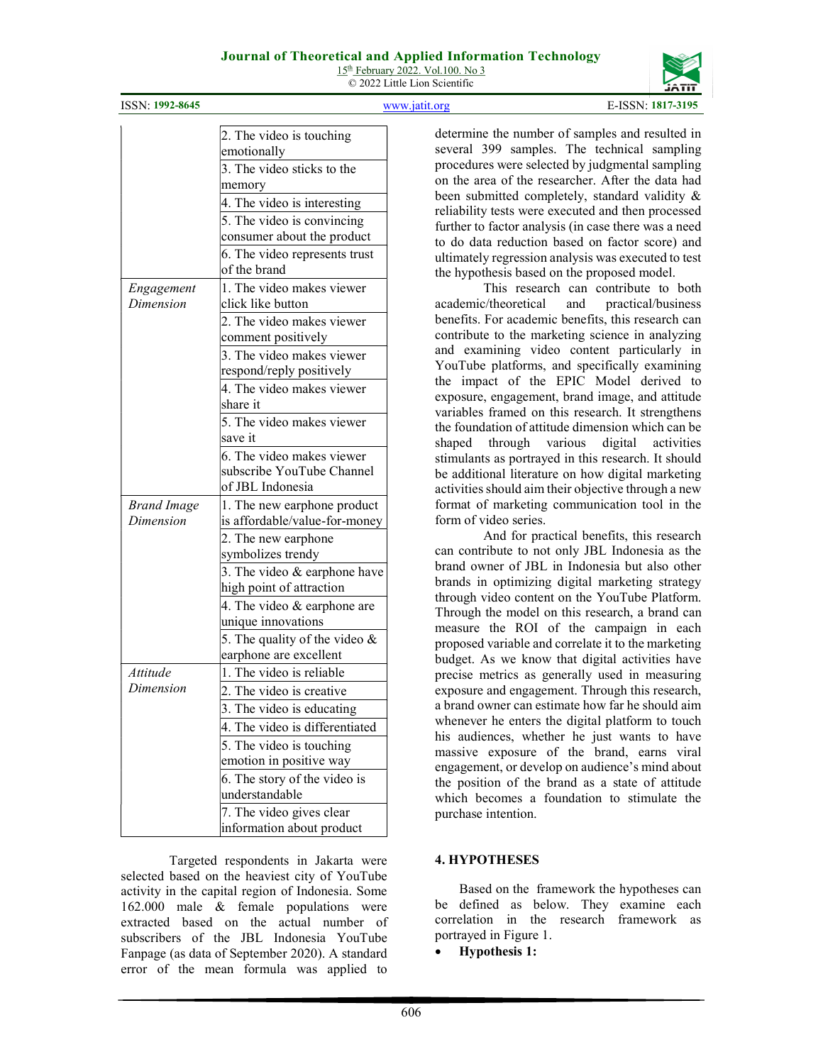| | |
|---|---|
| | 2. The video is touching emotionally |
| | 3. The video sticks to the memory |
| | 4. The video is interesting |
| | 5. The video is convincing consumer about the product |
| | 6. The video represents trust of the brand |
| *Engagement Dimension* | 1. The video makes viewer click like button |
| | 2. The video makes viewer comment positively |
| | 3. The video makes viewer respond/reply positively |
| | 4. The video makes viewer share it |
| | 5. The video makes viewer save it |
| | 6. The video makes viewer subscribe YouTube Channel of JBL Indonesia |
| *Brand Image Dimension* | 1. The new earphone product is affordable/value-for-money |
| | 2. The new earphone symbolizes trendy |
| | 3. The video & earphone have high point of attraction |
| | 4. The video & earphone are unique innovations |
| | 5. The quality of the video & earphone are excellent |
| *Attitude Dimension* | 1. The video is reliable |
| | 2. The video is creative |
| | 3. The video is educating |
| | 4. The video is differentiated |
| | 5. The video is touching emotion in positive way |
| | 6. The story of the video is understandable |
| | 7. The video gives clear information about product |

Targeted respondents in Jakarta were selected based on the heaviest city of YouTube activity in the capital region of Indonesia. Some 162.000 male & female populations were extracted based on the actual number of subscribers of the JBL Indonesia YouTube Fanpage (as data of September 2020). A standard error of the mean formula was applied to determine the number of samples and resulted in several 399 samples. The technical sampling procedures were selected by judgmental sampling on the area of the researcher. After the data had been submitted completely, standard validity & reliability tests were executed and then processed further to factor analysis (in case there was a need to do data reduction based on factor score) and ultimately regression analysis was executed to test the hypothesis based on the proposed model.

This research can contribute to both academic/theoretical and practical/business benefits. For academic benefits, this research can contribute to the marketing science in analyzing and examining video content particularly in YouTube platforms, and specifically examining the impact of the EPIC Model derived to exposure, engagement, brand image, and attitude variables framed on this research. It strengthens the foundation of attitude dimension which can be shaped through various digital activities stimulants as portrayed in this research. It should be additional literature on how digital marketing activities should aim their objective through a new format of marketing communication tool in the form of video series.

And for practical benefits, this research can contribute to not only JBL Indonesia as the brand owner of JBL in Indonesia but also other brands in optimizing digital marketing strategy through video content on the YouTube Platform. Through the model on this research, a brand can measure the ROI of the campaign in each proposed variable and correlate it to the marketing budget. As we know that digital activities have precise metrics as generally used in measuring exposure and engagement. Through this research, a brand owner can estimate how far he should aim whenever he enters the digital platform to touch his audiences, whether he just wants to have massive exposure of the brand, earns viral engagement, or develop on audience's mind about the position of the brand as a state of attitude which becomes a foundation to stimulate the purchase intention.

## 4. HYPOTHESES

Based on the framework the hypotheses can be defined as below. They examine each correlation in the research framework as portrayed in Figure 1.

- **Hypothesis 1:**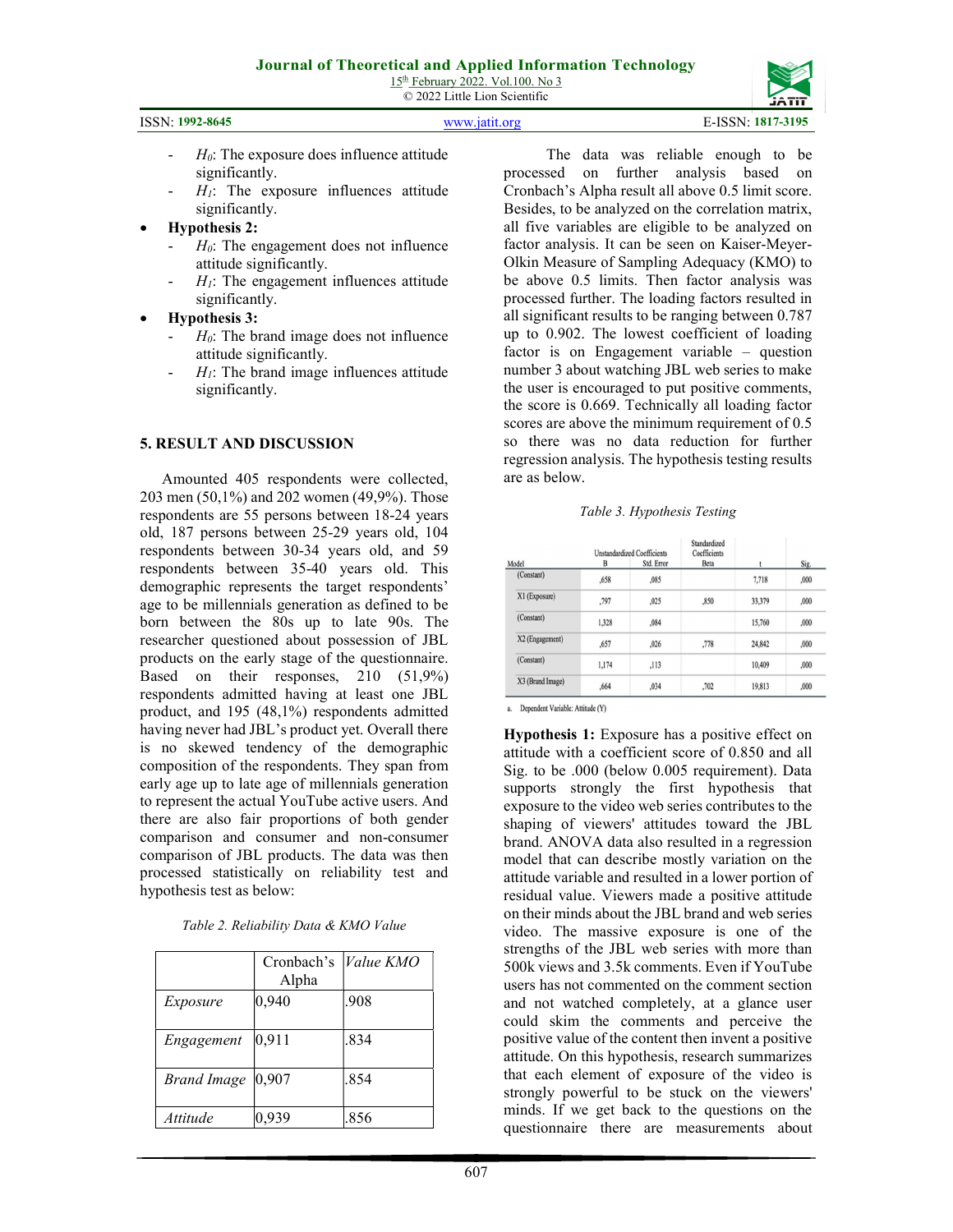- $H_0$: The exposure does influence attitude significantly.
- $H_1$: The exposure influences attitude significantly.

- **Hypothesis 2:**
  - $H_0$: The engagement does not influence attitude significantly.
  - $H_1$: The engagement influences attitude significantly.
- **Hypothesis 3:**
  - $H_0$: The brand image does not influence attitude significantly.
  - $H_1$: The brand image influences attitude significantly.

## 5. RESULT AND DISCUSSION

Amounted 405 respondents were collected, 203 men (50,1%) and 202 women (49,9%). Those respondents are 55 persons between 18-24 years old, 187 persons between 25-29 years old, 104 respondents between 30-34 years old, and 59 respondents between 35-40 years old. This demographic represents the target respondents' age to be millennials generation as defined to be born between the 80s up to late 90s. The researcher questioned about possession of JBL products on the early stage of the questionnaire. Based on their responses, 210 (51,9%) respondents admitted having at least one JBL product, and 195 (48,1%) respondents admitted having never had JBL's product yet. Overall there is no skewed tendency of the demographic composition of the respondents. They span from early age up to late age of millennials generation to represent the actual YouTube active users. And there are also fair proportions of both gender comparison and consumer and non-consumer comparison of JBL products. The data was then processed statistically on reliability test and hypothesis test as below:

*Table 2. Reliability Data & KMO Value*

| | Cronbach's Alpha | *Value KMO* |
|---|---|---|
| *Exposure* | 0,940 | .908 |
| *Engagement* | 0,911 | .834 |
| *Brand Image* | 0,907 | .854 |
| *Attitude* | 0,939 | .856 |

The data was reliable enough to be processed on further analysis based on Cronbach's Alpha result all above 0.5 limit score. Besides, to be analyzed on the correlation matrix, all five variables are eligible to be analyzed on factor analysis. It can be seen on Kaiser-Meyer-Olkin Measure of Sampling Adequacy (KMO) to be above 0.5 limits. Then factor analysis was processed further. The loading factors resulted in all significant results to be ranging between 0.787 up to 0.902. The lowest coefficient of loading factor is on Engagement variable – question number 3 about watching JBL web series to make the user is encouraged to put positive comments, the score is 0.669. Technically all loading factor scores are above the minimum requirement of 0.5 so there was no data reduction for further regression analysis. The hypothesis testing results are as below.

*Table 3. Hypothesis Testing*

| Model | Unstandardized Coefficients B | Unstandardized Coefficients Std. Error | Standardized Coefficients Beta | t | Sig. |
|---|---|---|---|---|---|
| (Constant) | ,658 | ,085 | | 7,718 | ,000 |
| X1 (Exposure) | ,797 | ,025 | ,850 | 33,379 | ,000 |
| (Constant) | 1,328 | ,084 | | 15,760 | ,000 |
| X2 (Engagement) | ,657 | ,026 | ,778 | 24,842 | ,000 |
| (Constant) | 1,174 | ,113 | | 10,409 | ,000 |
| X3 (Brand Image) | ,664 | ,034 | ,702 | 19,813 | ,000 |

a. Dependent Variable: Attitude (Y)

**Hypothesis 1:** Exposure has a positive effect on attitude with a coefficient score of 0.850 and all Sig. to be .000 (below 0.005 requirement). Data supports strongly the first hypothesis that exposure to the video web series contributes to the shaping of viewers' attitudes toward the JBL brand. ANOVA data also resulted in a regression model that can describe mostly variation on the attitude variable and resulted in a lower portion of residual value. Viewers made a positive attitude on their minds about the JBL brand and web series video. The massive exposure is one of the strengths of the JBL web series with more than 500k views and 3.5k comments. Even if YouTube users has not commented on the comment section and not watched completely, at a glance user could skim the comments and perceive the positive value of the content then invent a positive attitude. On this hypothesis, research summarizes that each element of exposure of the video is strongly powerful to be stuck on the viewers' minds. If we get back to the questions on the questionnaire there are measurements about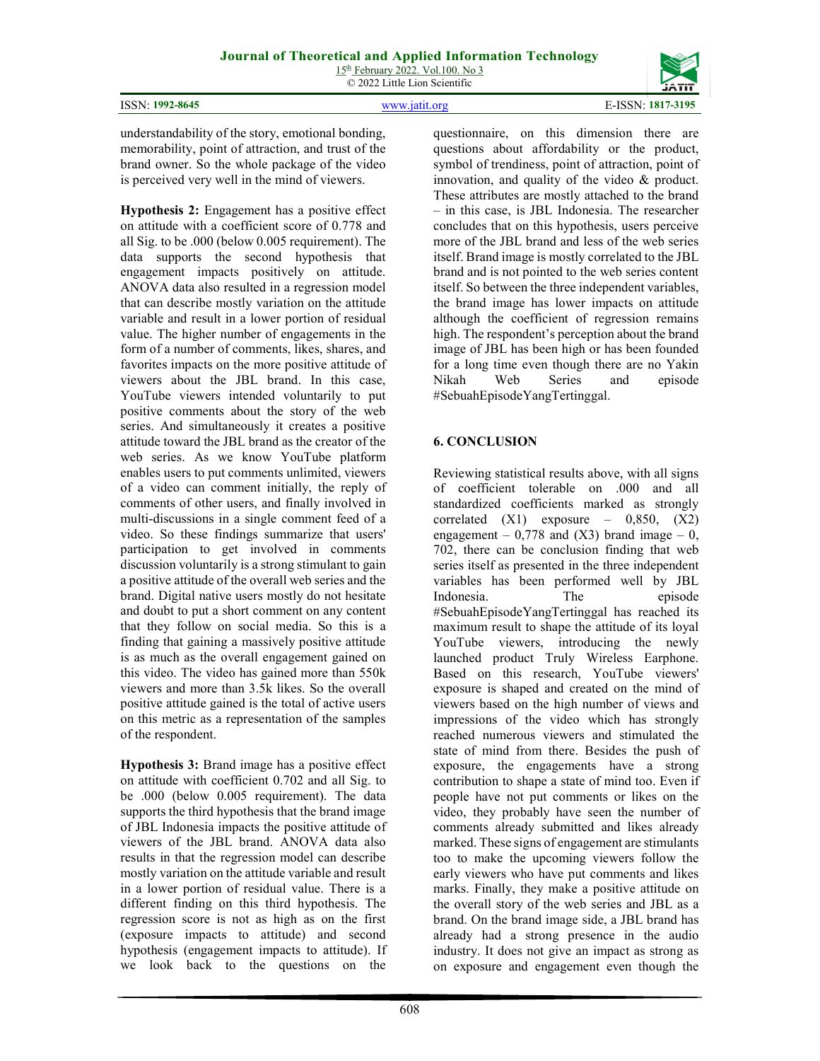understandability of the story, emotional bonding, memorability, point of attraction, and trust of the brand owner. So the whole package of the video is perceived very well in the mind of viewers.

**Hypothesis 2:** Engagement has a positive effect on attitude with a coefficient score of 0.778 and all Sig. to be .000 (below 0.005 requirement). The data supports the second hypothesis that engagement impacts positively on attitude. ANOVA data also resulted in a regression model that can describe mostly variation on the attitude variable and result in a lower portion of residual value. The higher number of engagements in the form of a number of comments, likes, shares, and favorites impacts on the more positive attitude of viewers about the JBL brand. In this case, YouTube viewers intended voluntarily to put positive comments about the story of the web series. And simultaneously it creates a positive attitude toward the JBL brand as the creator of the web series. As we know YouTube platform enables users to put comments unlimited, viewers of a video can comment initially, the reply of comments of other users, and finally involved in multi-discussions in a single comment feed of a video. So these findings summarize that users' participation to get involved in comments discussion voluntarily is a strong stimulant to gain a positive attitude of the overall web series and the brand. Digital native users mostly do not hesitate and doubt to put a short comment on any content that they follow on social media. So this is a finding that gaining a massively positive attitude is as much as the overall engagement gained on this video. The video has gained more than 550k viewers and more than 3.5k likes. So the overall positive attitude gained is the total of active users on this metric as a representation of the samples of the respondent.

**Hypothesis 3:** Brand image has a positive effect on attitude with coefficient 0.702 and all Sig. to be .000 (below 0.005 requirement). The data supports the third hypothesis that the brand image of JBL Indonesia impacts the positive attitude of viewers of the JBL brand. ANOVA data also results in that the regression model can describe mostly variation on the attitude variable and result in a lower portion of residual value. There is a different finding on this third hypothesis. The regression score is not as high as on the first (exposure impacts to attitude) and second hypothesis (engagement impacts to attitude). If we look back to the questions on the questionnaire, on this dimension there are questions about affordability or the product, symbol of trendiness, point of attraction, point of innovation, and quality of the video & product. These attributes are mostly attached to the brand – in this case, is JBL Indonesia. The researcher concludes that on this hypothesis, users perceive more of the JBL brand and less of the web series itself. Brand image is mostly correlated to the JBL brand and is not pointed to the web series content itself. So between the three independent variables, the brand image has lower impacts on attitude although the coefficient of regression remains high. The respondent's perception about the brand image of JBL has been high or has been founded for a long time even though there are no Yakin Nikah Web Series and episode #SebuahEpisodeYangTertinggal.

## 6. CONCLUSION

Reviewing statistical results above, with all signs of coefficient tolerable on .000 and all standardized coefficients marked as strongly correlated (X1) exposure – 0,850, (X2) engagement – 0,778 and (X3) brand image – 0, 702, there can be conclusion finding that web series itself as presented in the three independent variables has been performed well by JBL Indonesia. The episode #SebuahEpisodeYangTertinggal has reached its maximum result to shape the attitude of its loyal YouTube viewers, introducing the newly launched product Truly Wireless Earphone. Based on this research, YouTube viewers' exposure is shaped and created on the mind of viewers based on the high number of views and impressions of the video which has strongly reached numerous viewers and stimulated the state of mind from there. Besides the push of exposure, the engagements have a strong contribution to shape a state of mind too. Even if people have not put comments or likes on the video, they probably have seen the number of comments already submitted and likes already marked. These signs of engagement are stimulants too to make the upcoming viewers follow the early viewers who have put comments and likes marks. Finally, they make a positive attitude on the overall story of the web series and JBL as a brand. On the brand image side, a JBL brand has already had a strong presence in the audio industry. It does not give an impact as strong as on exposure and engagement even though the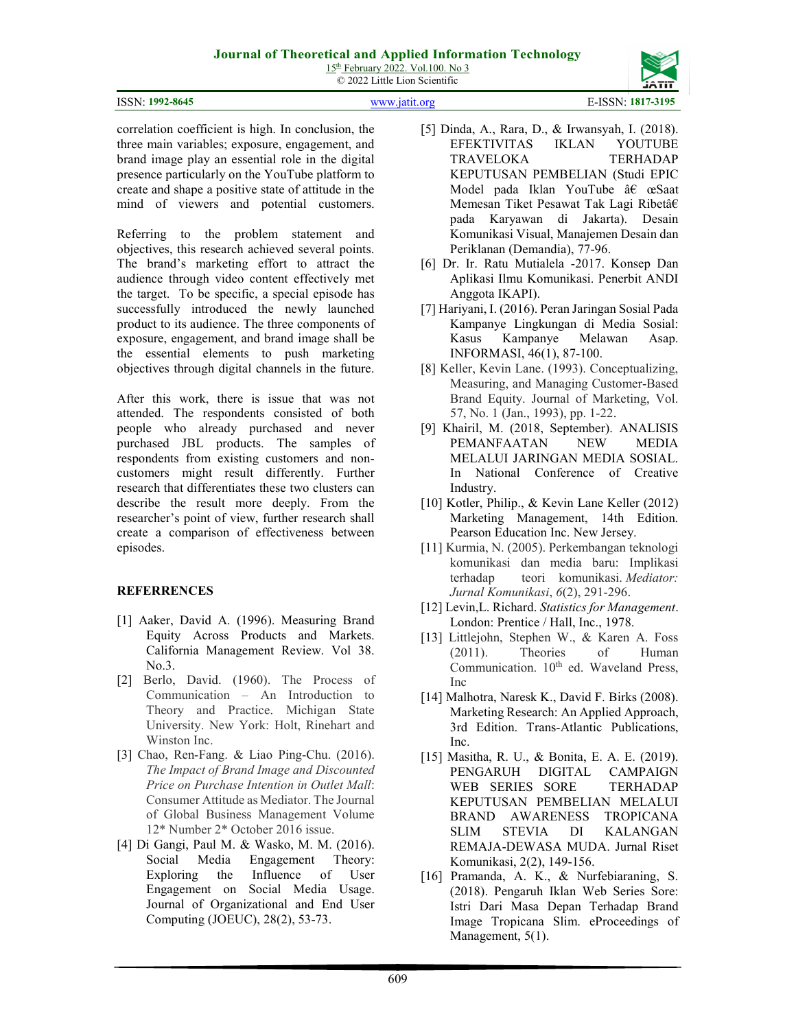correlation coefficient is high. In conclusion, the three main variables; exposure, engagement, and brand image play an essential role in the digital presence particularly on the YouTube platform to create and shape a positive state of attitude in the mind of viewers and potential customers.

Referring to the problem statement and objectives, this research achieved several points. The brand's marketing effort to attract the audience through video content effectively met the target. To be specific, a special episode has successfully introduced the newly launched product to its audience. The three components of exposure, engagement, and brand image shall be the essential elements to push marketing objectives through digital channels in the future.

After this work, there is issue that was not attended. The respondents consisted of both people who already purchased and never purchased JBL products. The samples of respondents from existing customers and non-customers might result differently. Further research that differentiates these two clusters can describe the result more deeply. From the researcher's point of view, further research shall create a comparison of effectiveness between episodes.

## REFERRENCES

[1] Aaker, David A. (1996). Measuring Brand Equity Across Products and Markets. California Management Review. Vol 38. No.3.

[2] Berlo, David. (1960). The Process of Communication – An Introduction to Theory and Practice. Michigan State University. New York: Holt, Rinehart and Winston Inc.

[3] Chao, Ren-Fang. & Liao Ping-Chu. (2016). *The Impact of Brand Image and Discounted Price on Purchase Intention in Outlet Mall*: Consumer Attitude as Mediator. The Journal of Global Business Management Volume 12* Number 2* October 2016 issue.

[4] Di Gangi, Paul M. & Wasko, M. M. (2016). Social Media Engagement Theory: Exploring the Influence of User Engagement on Social Media Usage. Journal of Organizational and End User Computing (JOEUC), 28(2), 53-73.

[5] Dinda, A., Rara, D., & Irwansyah, I. (2018). EFEKTIVITAS IKLAN YOUTUBE TRAVELOKA TERHADAP KEPUTUSAN PEMBELIAN (Studi EPIC Model pada Iklan YouTube â€ œSaat Memesan Tiket Pesawat Tak Lagi Ribetâ€ pada Karyawan di Jakarta). Desain Komunikasi Visual, Manajemen Desain dan Periklanan (Demandia), 77-96.

[6] Dr. Ir. Ratu Mutialela -2017. Konsep Dan Aplikasi Ilmu Komunikasi. Penerbit ANDI Anggota IKAPI).

[7] Hariyani, I. (2016). Peran Jaringan Sosial Pada Kampanye Lingkungan di Media Sosial: Kasus Kampanye Melawan Asap. INFORMASI, 46(1), 87-100.

[8] Keller, Kevin Lane. (1993). Conceptualizing, Measuring, and Managing Customer-Based Brand Equity. Journal of Marketing, Vol. 57, No. 1 (Jan., 1993), pp. 1-22.

[9] Khairil, M. (2018, September). ANALISIS PEMANFAATAN NEW MEDIA MELALUI JARINGAN MEDIA SOSIAL. In National Conference of Creative Industry.

[10] Kotler, Philip., & Kevin Lane Keller (2012) Marketing Management, 14th Edition. Pearson Education Inc. New Jersey.

[11] Kurmia, N. (2005). Perkembangan teknologi komunikasi dan media baru: Implikasi terhadap teori komunikasi. *Mediator: Jurnal Komunikasi*, *6*(2), 291-296.

[12] Levin,L. Richard. *Statistics for Management*. London: Prentice / Hall, Inc., 1978.

[13] Littlejohn, Stephen W., & Karen A. Foss (2011). Theories of Human Communication. 10th ed. Waveland Press, Inc

[14] Malhotra, Naresk K., David F. Birks (2008). Marketing Research: An Applied Approach, 3rd Edition. Trans-Atlantic Publications, Inc.

[15] Masitha, R. U., & Bonita, E. A. E. (2019). PENGARUH DIGITAL CAMPAIGN WEB SERIES SORE TERHADAP KEPUTUSAN PEMBELIAN MELALUI BRAND AWARENESS TROPICANA SLIM STEVIA DI KALANGAN REMAJA-DEWASA MUDA. Jurnal Riset Komunikasi, 2(2), 149-156.

[16] Pramanda, A. K., & Nurfebiaraning, S. (2018). Pengaruh Iklan Web Series Sore: Istri Dari Masa Depan Terhadap Brand Image Tropicana Slim. eProceedings of Management, 5(1).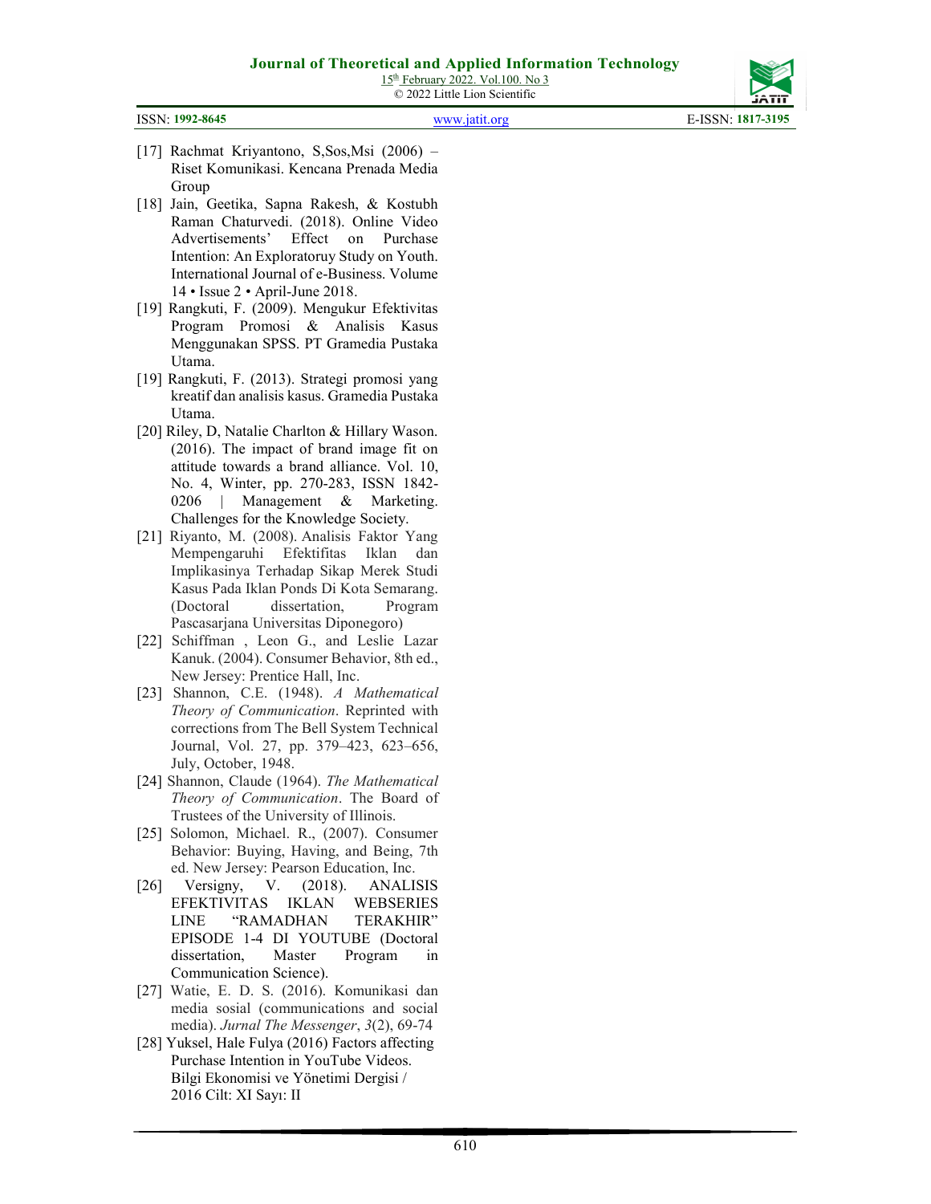[17] Rachmat Kriyantono, S,Sos,Msi (2006) – Riset Komunikasi. Kencana Prenada Media Group

[18] Jain, Geetika, Sapna Rakesh, & Kostubh Raman Chaturvedi. (2018). Online Video Advertisements' Effect on Purchase Intention: An Exploratoruy Study on Youth. International Journal of e-Business. Volume 14 • Issue 2 • April-June 2018.

[19] Rangkuti, F. (2009). Mengukur Efektivitas Program Promosi & Analisis Kasus Menggunakan SPSS. PT Gramedia Pustaka Utama.

[19] Rangkuti, F. (2013). Strategi promosi yang kreatif dan analisis kasus. Gramedia Pustaka Utama.

[20] Riley, D, Natalie Charlton & Hillary Wason. (2016). The impact of brand image fit on attitude towards a brand alliance. Vol. 10, No. 4, Winter, pp. 270-283, ISSN 1842-0206 | Management & Marketing. Challenges for the Knowledge Society.

[21] Riyanto, M. (2008). Analisis Faktor Yang Mempengaruhi Efektifitas Iklan dan Implikasinya Terhadap Sikap Merek Studi Kasus Pada Iklan Ponds Di Kota Semarang. (Doctoral dissertation, Program Pascasarjana Universitas Diponegoro)

[22] Schiffman , Leon G., and Leslie Lazar Kanuk. (2004). Consumer Behavior, 8th ed., New Jersey: Prentice Hall, Inc.

[23] Shannon, C.E. (1948). *A Mathematical Theory of Communication*. Reprinted with corrections from The Bell System Technical Journal, Vol. 27, pp. 379–423, 623–656, July, October, 1948.

[24] Shannon, Claude (1964). *The Mathematical Theory of Communication*. The Board of Trustees of the University of Illinois.

[25] Solomon, Michael. R., (2007). Consumer Behavior: Buying, Having, and Being, 7th ed. New Jersey: Pearson Education, Inc.

[26] Versigny, V. (2018). ANALISIS EFEKTIVITAS IKLAN WEBSERIES LINE "RAMADHAN TERAKHIR" EPISODE 1-4 DI YOUTUBE (Doctoral dissertation, Master Program in Communication Science).

[27] Watie, E. D. S. (2016). Komunikasi dan media sosial (communications and social media). *Jurnal The Messenger*, *3*(2), 69-74

[28] Yuksel, Hale Fulya (2016) Factors affecting Purchase Intention in YouTube Videos. Bilgi Ekonomisi ve Yönetimi Dergisi / 2016 Cilt: XI Sayı: II